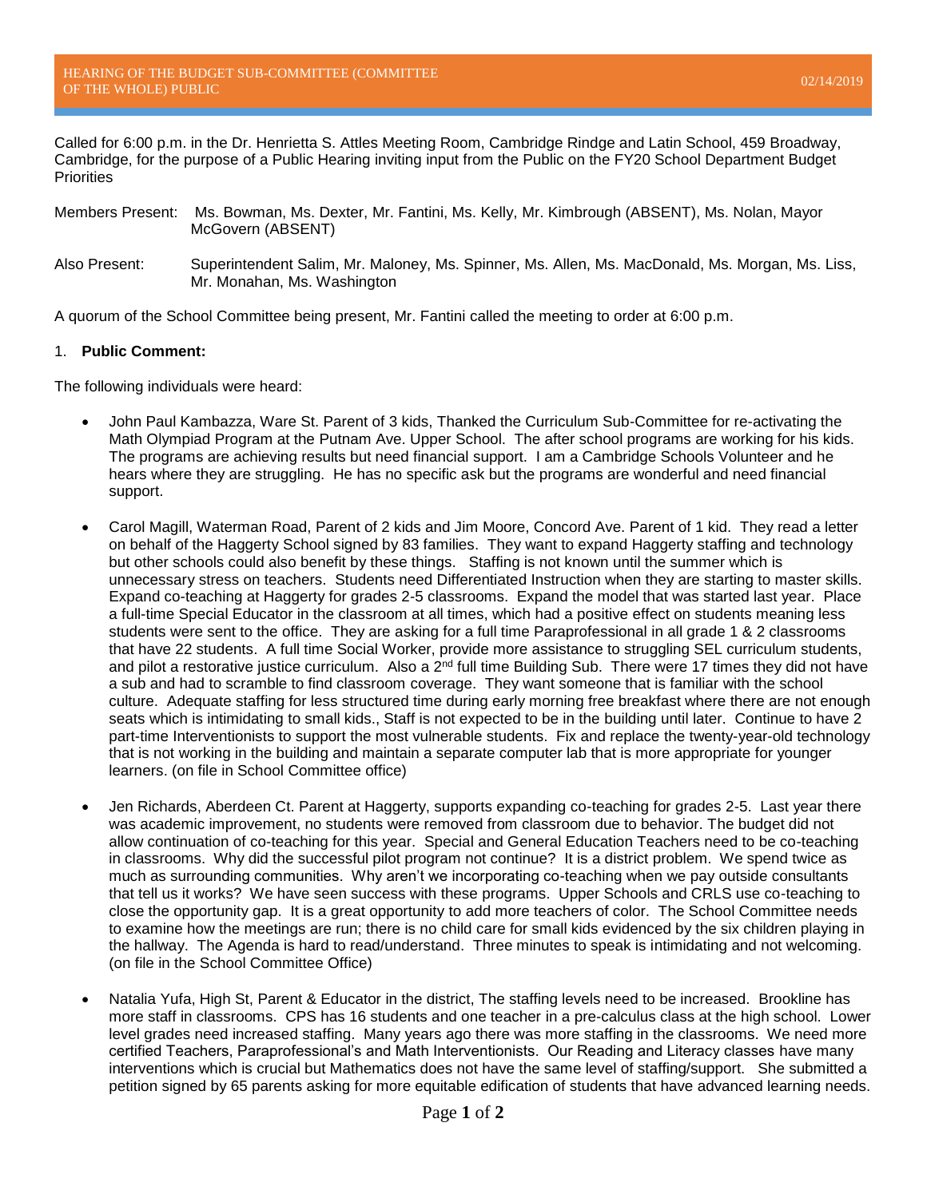# HEARING OF THE BUDGET SUB-COMMITTEE (COMMITTEE OF THE WHOLE) PUBLIC

02/14/2019

Called for 6:00 p.m. in the Dr. Henrietta S. Attles Meeting Room, Cambridge Rindge and Latin School, 459 Broadway, Cambridge, for the purpose of a Public Hearing inviting input from the Public on the FY20 School Department Budget Priorities

Members Present: Ms. Bowman, Ms. Dexter, Mr. Fantini, Ms. Kelly, Mr. Kimbrough (ABSENT), Ms. Nolan, Mayor McGovern (ABSENT)

Also Present: Superintendent Salim, Mr. Maloney, Ms. Spinner, Ms. Allen, Ms. MacDonald, Ms. Morgan, Ms. Liss, Mr. Monahan, Ms. Washington

A quorum of the School Committee being present, Mr. Fantini called the meeting to order at 6:00 p.m.

1. **Public Comment:**

The following individuals were heard:

- John Paul Kambazza, Ware St. Parent of 3 kids, Thanked the Curriculum Sub-Committee for re-activating the Math Olympiad Program at the Putnam Ave. Upper School. The after school programs are working for his kids. The programs are achieving results but need financial support. I am a Cambridge Schools Volunteer and he hears where they are struggling. He has no specific ask but the programs are wonderful and need financial support.

- Carol Magill, Waterman Road, Parent of 2 kids and Jim Moore, Concord Ave. Parent of 1 kid. They read a letter on behalf of the Haggerty School signed by 83 families. They want to expand Haggerty staffing and technology but other schools could also benefit by these things. Staffing is not known until the summer which is unnecessary stress on teachers. Students need Differentiated Instruction when they are starting to master skills. Expand co-teaching at Haggerty for grades 2-5 classrooms. Expand the model that was started last year. Place a full-time Special Educator in the classroom at all times, which had a positive effect on students meaning less students were sent to the office. They are asking for a full time Paraprofessional in all grade 1 & 2 classrooms that have 22 students. A full time Social Worker, provide more assistance to struggling SEL curriculum students, and pilot a restorative justice curriculum. Also a 2nd full time Building Sub. There were 17 times they did not have a sub and had to scramble to find classroom coverage. They want someone that is familiar with the school culture. Adequate staffing for less structured time during early morning free breakfast where there are not enough seats which is intimidating to small kids., Staff is not expected to be in the building until later. Continue to have 2 part-time Interventionists to support the most vulnerable students. Fix and replace the twenty-year-old technology that is not working in the building and maintain a separate computer lab that is more appropriate for younger learners. (on file in School Committee office)

- Jen Richards, Aberdeen Ct. Parent at Haggerty, supports expanding co-teaching for grades 2-5. Last year there was academic improvement, no students were removed from classroom due to behavior. The budget did not allow continuation of co-teaching for this year. Special and General Education Teachers need to be co-teaching in classrooms. Why did the successful pilot program not continue? It is a district problem. We spend twice as much as surrounding communities. Why aren't we incorporating co-teaching when we pay outside consultants that tell us it works? We have seen success with these programs. Upper Schools and CRLS use co-teaching to close the opportunity gap. It is a great opportunity to add more teachers of color. The School Committee needs to examine how the meetings are run; there is no child care for small kids evidenced by the six children playing in the hallway. The Agenda is hard to read/understand. Three minutes to speak is intimidating and not welcoming. (on file in the School Committee Office)

- Natalia Yufa, High St, Parent & Educator in the district, The staffing levels need to be increased. Brookline has more staff in classrooms. CPS has 16 students and one teacher in a pre-calculus class at the high school. Lower level grades need increased staffing. Many years ago there was more staffing in the classrooms. We need more certified Teachers, Paraprofessional's and Math Interventionists. Our Reading and Literacy classes have many interventions which is crucial but Mathematics does not have the same level of staffing/support. She submitted a petition signed by 65 parents asking for more equitable edification of students that have advanced learning needs.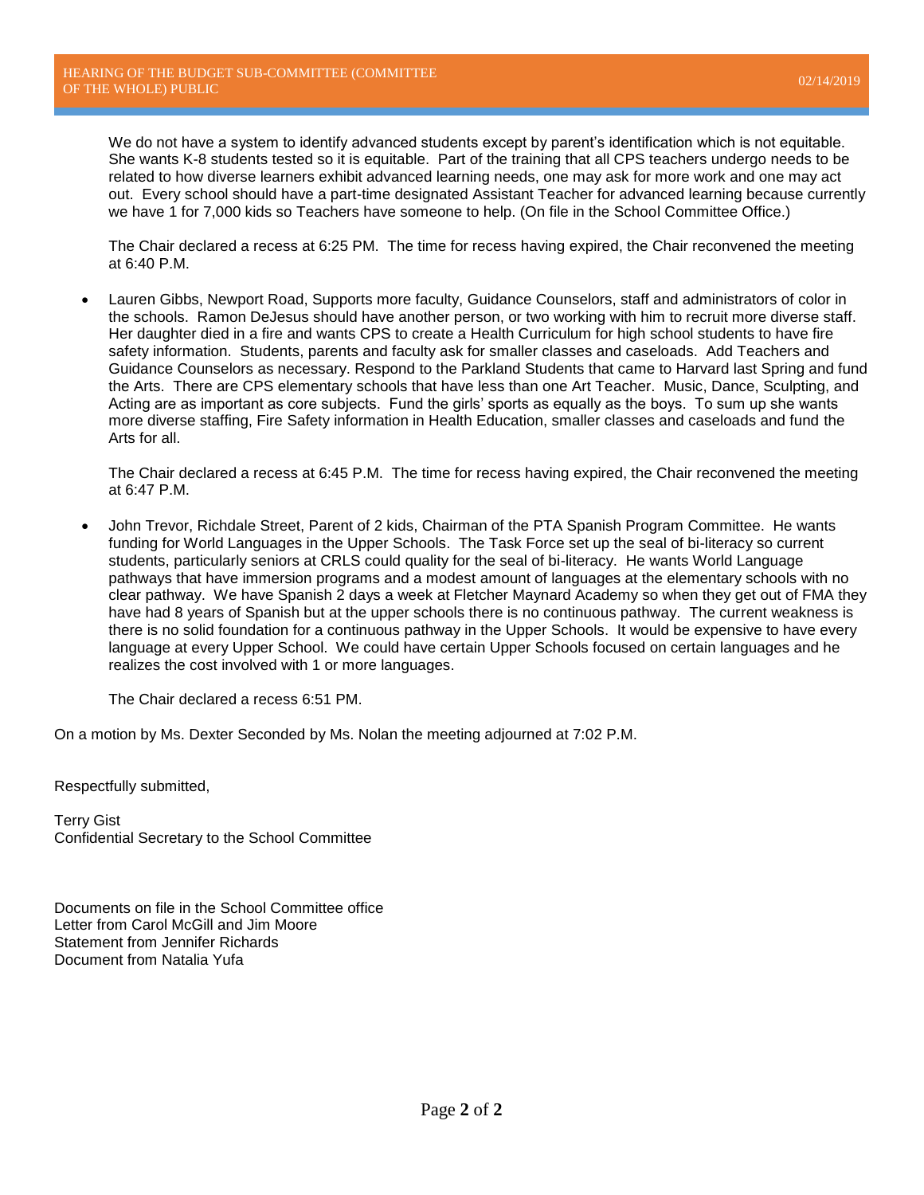We do not have a system to identify advanced students except by parent's identification which is not equitable. She wants K-8 students tested so it is equitable. Part of the training that all CPS teachers undergo needs to be related to how diverse learners exhibit advanced learning needs, one may ask for more work and one may act out. Every school should have a part-time designated Assistant Teacher for advanced learning because currently we have 1 for 7,000 kids so Teachers have someone to help. (On file in the School Committee Office.)

The Chair declared a recess at 6:25 PM. The time for recess having expired, the Chair reconvened the meeting at 6:40 P.M.

- Lauren Gibbs, Newport Road, Supports more faculty, Guidance Counselors, staff and administrators of color in the schools. Ramon DeJesus should have another person, or two working with him to recruit more diverse staff. Her daughter died in a fire and wants CPS to create a Health Curriculum for high school students to have fire safety information. Students, parents and faculty ask for smaller classes and caseloads. Add Teachers and Guidance Counselors as necessary. Respond to the Parkland Students that came to Harvard last Spring and fund the Arts. There are CPS elementary schools that have less than one Art Teacher. Music, Dance, Sculpting, and Acting are as important as core subjects. Fund the girls' sports as equally as the boys. To sum up she wants more diverse staffing, Fire Safety information in Health Education, smaller classes and caseloads and fund the Arts for all.

  The Chair declared a recess at 6:45 P.M. The time for recess having expired, the Chair reconvened the meeting at 6:47 P.M.

- John Trevor, Richdale Street, Parent of 2 kids, Chairman of the PTA Spanish Program Committee. He wants funding for World Languages in the Upper Schools. The Task Force set up the seal of bi-literacy so current students, particularly seniors at CRLS could quality for the seal of bi-literacy. He wants World Language pathways that have immersion programs and a modest amount of languages at the elementary schools with no clear pathway. We have Spanish 2 days a week at Fletcher Maynard Academy so when they get out of FMA they have had 8 years of Spanish but at the upper schools there is no continuous pathway. The current weakness is there is no solid foundation for a continuous pathway in the Upper Schools. It would be expensive to have every language at every Upper School. We could have certain Upper Schools focused on certain languages and he realizes the cost involved with 1 or more languages.

  The Chair declared a recess 6:51 PM.

On a motion by Ms. Dexter Seconded by Ms. Nolan the meeting adjourned at 7:02 P.M.

Respectfully submitted,

Terry Gist
Confidential Secretary to the School Committee

Documents on file in the School Committee office
Letter from Carol McGill and Jim Moore
Statement from Jennifer Richards
Document from Natalia Yufa